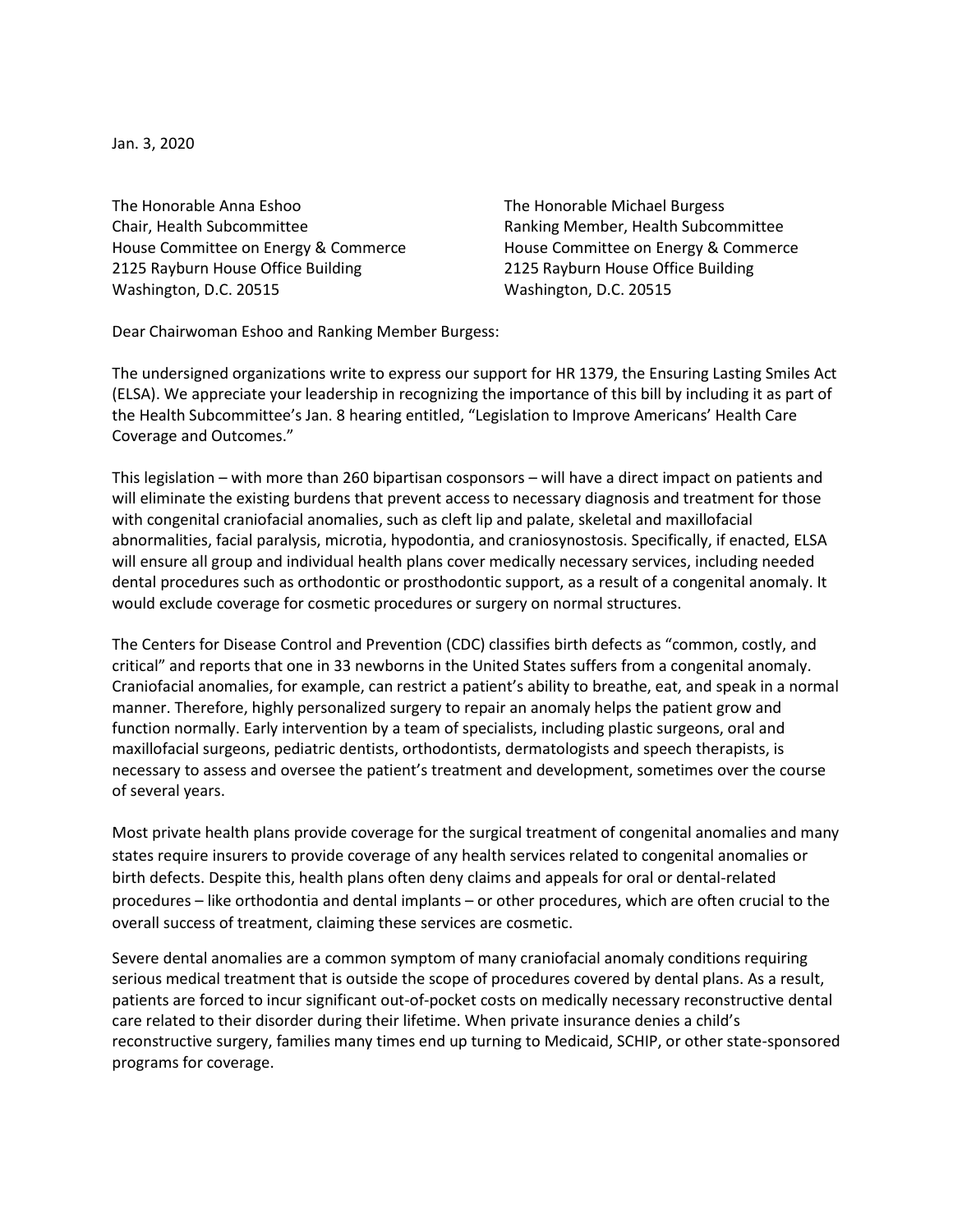Jan. 3, 2020

The Honorable Anna Eshoo
Chair, Health Subcommittee
House Committee on Energy & Commerce
2125 Rayburn House Office Building
Washington, D.C. 20515

The Honorable Michael Burgess
Ranking Member, Health Subcommittee
House Committee on Energy & Commerce
2125 Rayburn House Office Building
Washington, D.C. 20515

Dear Chairwoman Eshoo and Ranking Member Burgess:

The undersigned organizations write to express our support for HR 1379, the Ensuring Lasting Smiles Act (ELSA). We appreciate your leadership in recognizing the importance of this bill by including it as part of the Health Subcommittee's Jan. 8 hearing entitled, "Legislation to Improve Americans' Health Care Coverage and Outcomes."

This legislation – with more than 260 bipartisan cosponsors – will have a direct impact on patients and will eliminate the existing burdens that prevent access to necessary diagnosis and treatment for those with congenital craniofacial anomalies, such as cleft lip and palate, skeletal and maxillofacial abnormalities, facial paralysis, microtia, hypodontia, and craniosynostosis. Specifically, if enacted, ELSA will ensure all group and individual health plans cover medically necessary services, including needed dental procedures such as orthodontic or prosthodontic support, as a result of a congenital anomaly. It would exclude coverage for cosmetic procedures or surgery on normal structures.

The Centers for Disease Control and Prevention (CDC) classifies birth defects as "common, costly, and critical" and reports that one in 33 newborns in the United States suffers from a congenital anomaly. Craniofacial anomalies, for example, can restrict a patient's ability to breathe, eat, and speak in a normal manner. Therefore, highly personalized surgery to repair an anomaly helps the patient grow and function normally. Early intervention by a team of specialists, including plastic surgeons, oral and maxillofacial surgeons, pediatric dentists, orthodontists, dermatologists and speech therapists, is necessary to assess and oversee the patient's treatment and development, sometimes over the course of several years.

Most private health plans provide coverage for the surgical treatment of congenital anomalies and many states require insurers to provide coverage of any health services related to congenital anomalies or birth defects. Despite this, health plans often deny claims and appeals for oral or dental-related procedures – like orthodontia and dental implants – or other procedures, which are often crucial to the overall success of treatment, claiming these services are cosmetic.

Severe dental anomalies are a common symptom of many craniofacial anomaly conditions requiring serious medical treatment that is outside the scope of procedures covered by dental plans. As a result, patients are forced to incur significant out-of-pocket costs on medically necessary reconstructive dental care related to their disorder during their lifetime. When private insurance denies a child's reconstructive surgery, families many times end up turning to Medicaid, SCHIP, or other state-sponsored programs for coverage.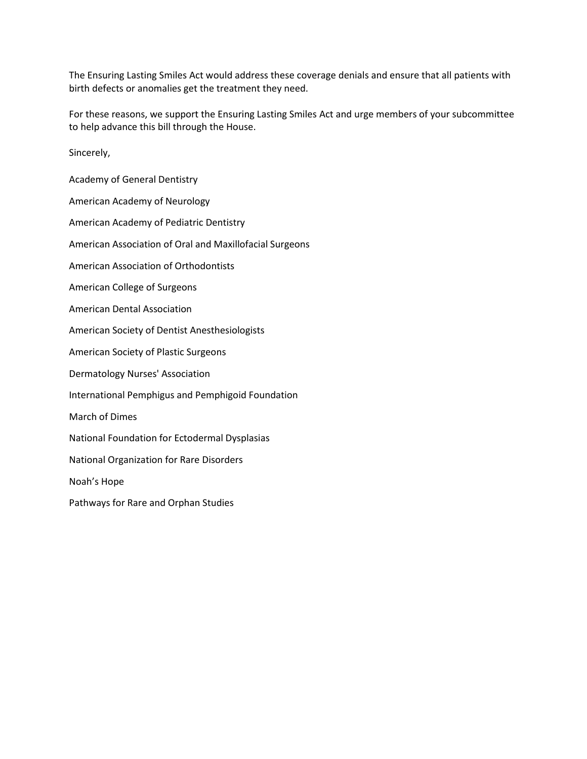The Ensuring Lasting Smiles Act would address these coverage denials and ensure that all patients with birth defects or anomalies get the treatment they need.

For these reasons, we support the Ensuring Lasting Smiles Act and urge members of your subcommittee to help advance this bill through the House.

Sincerely,

Academy of General Dentistry

American Academy of Neurology

American Academy of Pediatric Dentistry

American Association of Oral and Maxillofacial Surgeons

American Association of Orthodontists

American College of Surgeons

American Dental Association

American Society of Dentist Anesthesiologists

American Society of Plastic Surgeons

Dermatology Nurses' Association

International Pemphigus and Pemphigoid Foundation

March of Dimes

National Foundation for Ectodermal Dysplasias

National Organization for Rare Disorders

Noah's Hope

Pathways for Rare and Orphan Studies